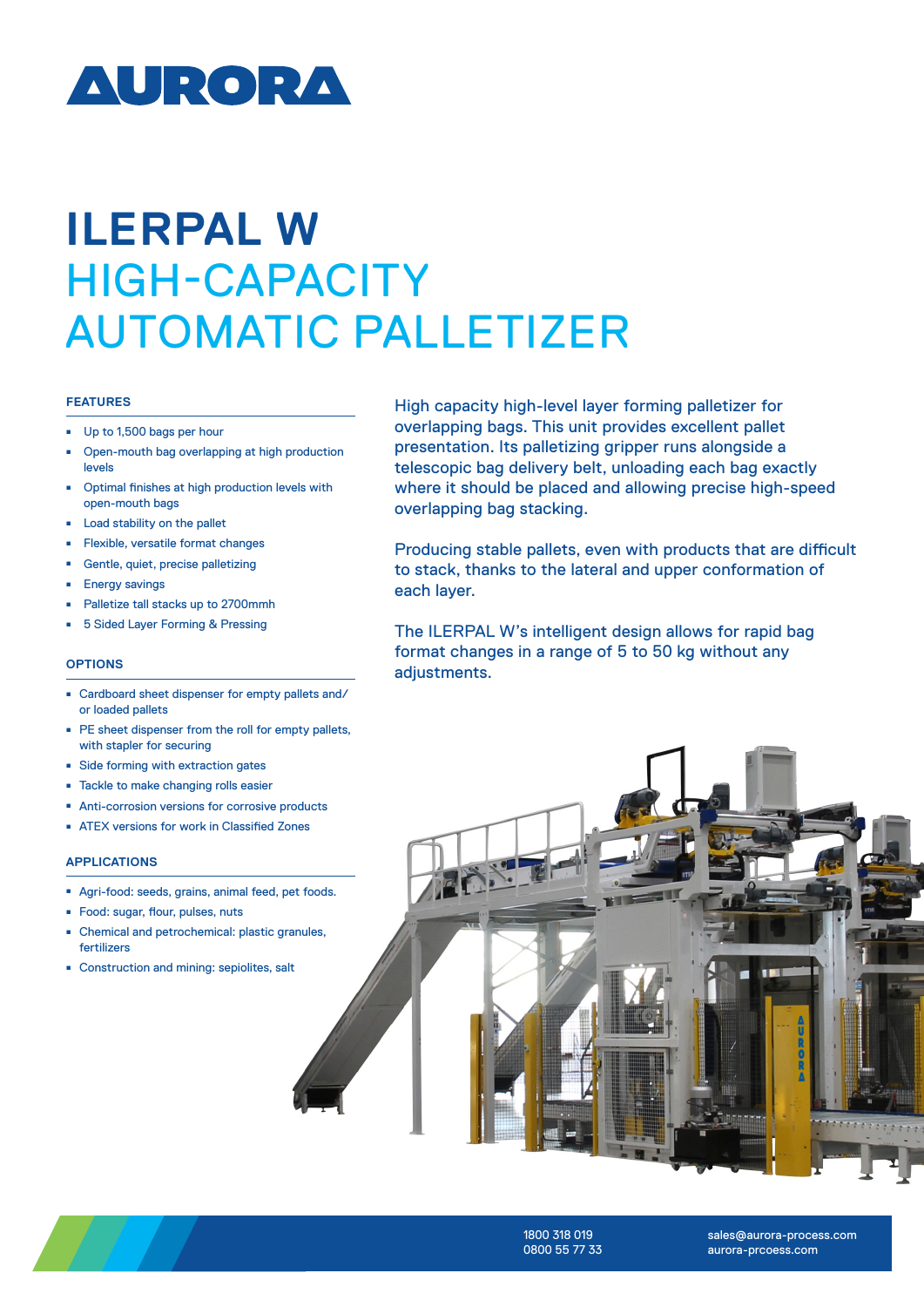# AURORA

# ILERPAL W

## HIGH-CAPACITY AUTOMATIC PALLETIZER

High capacity high-level layer forming palletizer for overlapping bags. This unit provides excellent pallet presentation. Its palletizing gripper runs alongside a telescopic bag delivery belt, unloading each bag exactly where it should be placed and allowing precise high-speed overlapping bag stacking.

Producing stable pallets, even with products that are difficult to stack, thanks to the lateral and upper conformation of each layer.

The ILERPAL W's intelligent design allows for rapid bag format changes in a range of 5 to 50 kg without any adjustments.

### FEATURES

- Up to 1,500 bags per hour
- Open-mouth bag overlapping at high production levels
- Optimal finishes at high production levels with open-mouth bags
- Load stability on the pallet
- Flexible, versatile format changes
- Gentle, quiet, precise palletizing
- Energy savings
- Palletize tall stacks up to 2700mmh
- 5 Sided Layer Forming & Pressing

### OPTIONS

- Cardboard sheet dispenser for empty pallets and/or loaded pallets
- PE sheet dispenser from the roll for empty pallets, with stapler for securing
- Side forming with extraction gates
- Tackle to make changing rolls easier
- Anti-corrosion versions for corrosive products
- ATEX versions for work in Classified Zones

### APPLICATIONS

- Agri-food: seeds, grains, animal feed, pet foods.
- Food: sugar, flour, pulses, nuts
- Chemical and petrochemical: plastic granules, fertilizers
- Construction and mining: sepiolites, salt

1800 318 019
0800 55 77 33

sales@aurora-process.com
aurora-prcoess.com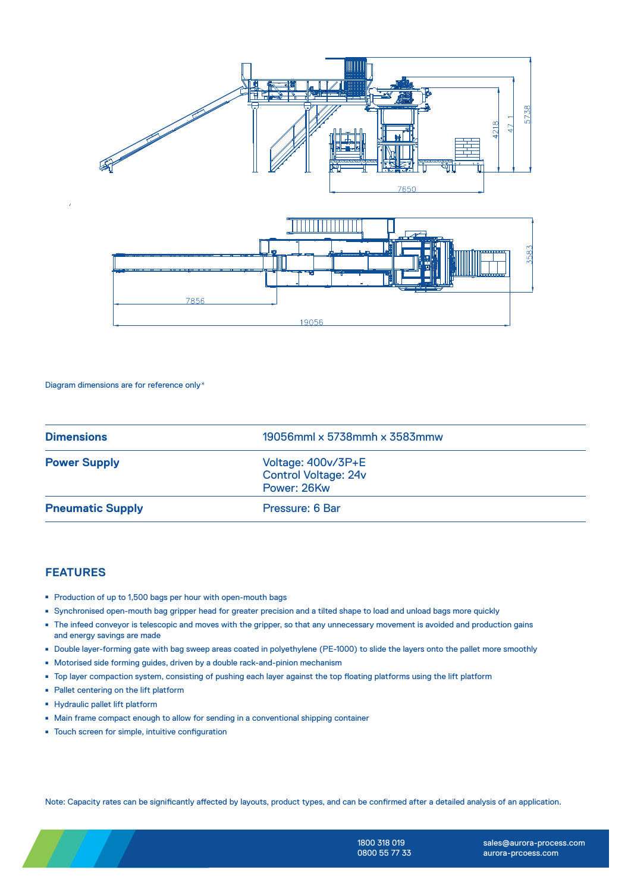7650

4218

47 1

5738

3583

7856

19056

Diagram dimensions are for reference only*

| | |
|---|---|
| **Dimensions** | 19056mml x 5738mmh x 3583mmw |
| **Power Supply** | Voltage: 400v/3P+E<br>Control Voltage: 24v<br>Power: 26Kw |
| **Pneumatic Supply** | Pressure: 6 Bar |

## FEATURES

- Production of up to 1,500 bags per hour with open-mouth bags
- Synchronised open-mouth bag gripper head for greater precision and a tilted shape to load and unload bags more quickly
- The infeed conveyor is telescopic and moves with the gripper, so that any unnecessary movement is avoided and production gains and energy savings are made
- Double layer-forming gate with bag sweep areas coated in polyethylene (PE-1000) to slide the layers onto the pallet more smoothly
- Motorised side forming guides, driven by a double rack-and-pinion mechanism
- Top layer compaction system, consisting of pushing each layer against the top floating platforms using the lift platform
- Pallet centering on the lift platform
- Hydraulic pallet lift platform
- Main frame compact enough to allow for sending in a conventional shipping container
- Touch screen for simple, intuitive configuration

Note: Capacity rates can be significantly affected by layouts, product types, and can be confirmed after a detailed analysis of an application.

1800 318 019
0800 55 77 33

sales@aurora-process.com
aurora-prcoess.com